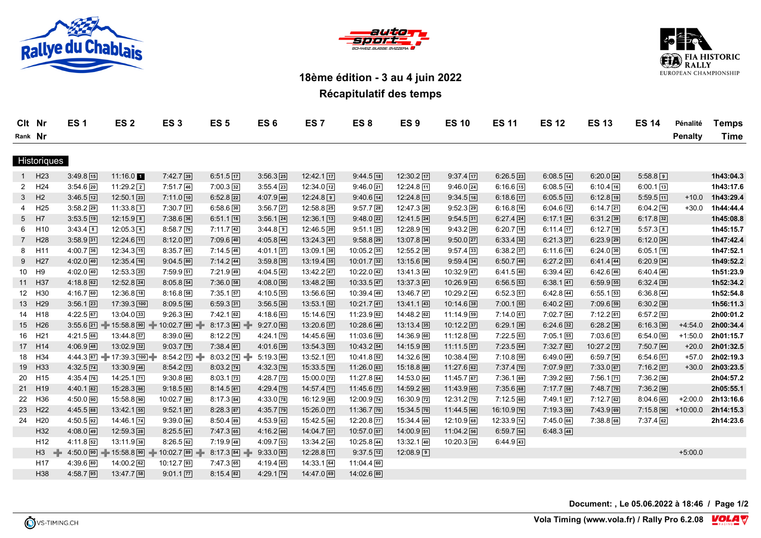## 18ème édition - 3 au 4 juin 2022

## Récapitulatif des temps

| Clt Rank | Nr | ES 1 | ES 2 | ES 3 | ES 5 | ES 6 | ES 7 | ES 8 | ES 9 | ES 10 | ES 11 | ES 12 | ES 13 | ES 14 | Pénalité Penalty | Temps Time |
|---|---|---|---|---|---|---|---|---|---|---|---|---|---|---|---|---|
| **Historiques** | | | | | | | | | | | | | | | | |
| 1 | H23 | 3:49.8 [15] | 11:16.0 [1] | 7:42.7 [39] | 6:51.5 [17] | 3:56.3 [25] | 12:42.1 [17] | 9:44.5 [18] | 12:30.2 [17] | 9:37.4 [17] | 6:26.5 [23] | 6:08.5 [14] | 6:20.0 [24] | 5:58.8 [9] | | 1h43:04.3 |
| 2 | H24 | 3:54.6 [20] | 11:29.2 [2] | 7:51.7 [46] | 7:00.3 [32] | 3:55.4 [23] | 12:34.0 [12] | 9:46.0 [21] | 12:24.8 [11] | 9:46.0 [24] | 6:16.6 [15] | 6:08.5 [14] | 6:10.4 [16] | 6:00.1 [13] | | 1h43:17.6 |
| 3 | H2 | 3:46.5 [12] | 12:50.1 [23] | 7:11.0 [10] | 6:52.8 [22] | 4:07.9 [49] | 12:24.8 [9] | 9:40.6 [14] | 12:24.8 [11] | 9:34.5 [16] | 6:18.6 [17] | 6:05.5 [13] | 6:12.8 [19] | 5:59.5 [11] | +10.0 | 1h43:29.4 |
| 4 | H25 | 3:58.2 [29] | 11:33.8 [3] | 7:30.7 [31] | 6:58.6 [30] | 3:56.7 [27] | 12:58.8 [25] | 9:57.7 [28] | 12:47.3 [26] | 9:52.3 [29] | 6:16.8 [16] | 6:04.6 [12] | 6:14.7 [21] | 6:04.2 [16] | +30.0 | 1h44:44.4 |
| 5 | H7 | 3:53.5 [19] | 12:15.9 [8] | 7:38.6 [36] | 6:51.1 [16] | 3:56.1 [24] | 12:36.1 [13] | 9:48.0 [22] | 12:41.5 [24] | 9:54.5 [31] | 6:27.4 [24] | 6:17.1 [24] | 6:31.2 [39] | 6:17.8 [32] | | 1h45:08.8 |
| 6 | H10 | 3:43.4 [8] | 12:05.3 [6] | 8:58.7 [76] | 7:11.7 [42] | 3:44.8 [9] | 12:46.5 [20] | 9:51.1 [25] | 12:28.9 [16] | 9:43.2 [20] | 6:20.7 [18] | 6:11.4 [17] | 6:12.7 [18] | 5:57.3 [8] | | 1h45:15.7 |
| 7 | H28 | 3:58.9 [31] | 12:24.6 [11] | 8:12.0 [57] | 7:09.6 [40] | 4:05.8 [44] | 13:24.3 [41] | 9:58.8 [29] | 13:07.8 [34] | 9:50.0 [27] | 6:33.4 [32] | 6:21.3 [27] | 6:23.9 [29] | 6:12.0 [24] | | 1h47:42.4 |
| 8 | H11 | 4:00.7 [36] | 12:34.3 [15] | 8:35.7 [65] | 7:14.5 [46] | 4:01.1 [37] | 13:09.1 [30] | 10:05.2 [35] | 12:55.2 [30] | 9:57.4 [33] | 6:38.2 [37] | 6:11.6 [18] | 6:24.0 [30] | 6:05.1 [18] | | 1h47:52.1 |
| 9 | H27 | 4:02.0 [40] | 12:35.4 [16] | 9:04.5 [80] | 7:14.2 [44] | 3:59.8 [35] | 13:19.4 [35] | 10:01.7 [32] | 13:15.6 [36] | 9:59.4 [34] | 6:50.7 [49] | 6:27.2 [33] | 6:41.4 [44] | 6:20.9 [34] | | 1h49:52.2 |
| 10 | H9 | 4:02.0 [40] | 12:53.3 [25] | 7:59.9 [51] | 7:21.9 [49] | 4:04.5 [42] | 13:42.2 [47] | 10:22.0 [42] | 13:41.3 [44] | 10:32.9 [47] | 6:41.5 [40] | 6:39.4 [42] | 6:42.6 [46] | 6:40.4 [46] | | 1h51:23.9 |
| 11 | H37 | 4:18.8 [62] | 12:52.8 [24] | 8:05.8 [54] | 7:36.0 [58] | 4:08.0 [50] | 13:48.2 [50] | 10:33.5 [47] | 13:37.3 [41] | 10:26.9 [43] | 6:56.5 [53] | 6:38.1 [41] | 6:59.9 [55] | 6:32.4 [39] | | 1h52:34.2 |
| 12 | H30 | 4:16.7 [60] | 12:36.8 [18] | 8:16.8 [58] | 7:35.1 [57] | 4:10.5 [55] | 13:56.6 [54] | 10:39.4 [49] | 13:46.7 [47] | 10:29.2 [44] | 6:52.3 [51] | 6:42.8 [44] | 6:55.1 [53] | 6:36.8 [44] | | 1h52:54.8 |
| 13 | H29 | 3:56.1 [23] | 17:39.3 [100] | 8:09.5 [56] | 6:59.3 [31] | 3:56.5 [26] | 13:53.1 [52] | 10:21.7 [41] | 13:41.1 [43] | 10:14.6 [38] | 7:00.1 [55] | 6:40.2 [43] | 7:09.6 [59] | 6:30.2 [38] | | 1h56:11.3 |
| 14 | H18 | 4:22.5 [67] | 13:04.0 [33] | 9:26.3 [84] | 7:42.1 [62] | 4:18.6 [63] | 15:14.6 [74] | 11:23.9 [62] | 14:48.2 [62] | 11:14.9 [59] | 7:14.0 [61] | 7:02.7 [54] | 7:12.2 [61] | 6:57.2 [52] | | 2h00:01.2 |
| 15 | H26 | 3:55.6 [21] + | 15:58.8 [90] + | 10:02.7 [89] + | 8:17.3 [84] + | 9:27.0 [92] | 13:20.6 [37] | 10:28.6 [46] | 13:13.4 [35] | 10:12.2 [37] | 6:29.1 [26] | 6:24.6 [32] | 6:28.2 [36] | 6:16.3 [30] | +4:54.0 | 2h00:34.4 |
| 16 | H21 | 4:21.5 [66] | 13:44.8 [57] | 8:39.0 [66] | 8:12.2 [79] | 4:24.1 [70] | 14:45.6 [68] | 11:03.6 [59] | 14:36.9 [60] | 11:12.8 [58] | 7:22.5 [63] | 7:05.1 [55] | 7:03.6 [57] | 6:54.0 [50] | +1:50.0 | 2h01:15.7 |
| 17 | H14 | 4:06.9 [48] | 13:02.9 [32] | 9:03.7 [79] | 7:38.4 [61] | 4:01.6 [39] | 13:54.3 [53] | 10:43.2 [54] | 14:15.9 [55] | 11:11.5 [57] | 7:23.5 [64] | 7:32.7 [62] | 10:27.2 [72] | 7:50.7 [64] | +20.0 | 2h01:32.5 |
| 18 | H34 | 4:44.3 [87] + | 17:39.3 [100] + | 8:54.2 [73] + | 8:03.2 [74] + | 5:19.3 [86] | 13:52.1 [51] | 10:41.8 [52] | 14:32.6 [58] | 10:38.4 [50] | 7:10.8 [59] | 6:49.0 [49] | 6:59.7 [54] | 6:54.6 [51] | +57.0 | 2h02:19.3 |
| 19 | H33 | 4:32.5 [74] | 13:30.9 [46] | 8:54.2 [73] | 8:03.2 [74] | 4:32.3 [76] | 15:33.5 [78] | 11:26.0 [63] | 15:18.8 [68] | 11:27.6 [62] | 7:37.4 [70] | 7:07.9 [57] | 7:33.0 [67] | 7:16.2 [57] | +30.0 | 2h03:23.5 |
| 20 | H15 | 4:35.4 [76] | 14:25.1 [71] | 9:30.8 [85] | 8:03.1 [73] | 4:28.7 [72] | 15:00.0 [72] | 11:27.8 [64] | 14:53.0 [64] | 11:45.7 [67] | 7:36.1 [69] | 7:39.2 [65] | 7:56.1 [71] | 7:36.2 [58] | | 2h04:57.2 |
| 21 | H19 | 4:40.1 [82] | 15:28.3 [86] | 9:18.5 [83] | 8:14.5 [81] | 4:29.4 [75] | 14:57.4 [71] | 11:45.6 [73] | 14:59.2 [65] | 11:43.9 [65] | 7:35.6 [68] | 7:17.7 [58] | 7:48.7 [70] | 7:36.2 [58] | | 2h05:55.1 |
| 22 | H36 | 4:50.0 [90] | 15:58.8 [90] | 10:02.7 [89] | 8:17.3 [84] | 4:33.0 [78] | 16:12.9 [85] | 12:00.9 [74] | 16:30.9 [72] | 12:31.2 [70] | 7:12.5 [60] | 7:49.1 [67] | 7:12.7 [62] | 8:04.6 [65] | +2:00.0 | 2h13:16.6 |
| 23 | H22 | 4:45.5 [88] | 13:42.1 [55] | 9:52.1 [87] | 8:28.3 [87] | 4:35.7 [79] | 15:26.0 [77] | 11:36.7 [70] | 15:34.5 [70] | 11:44.5 [66] | 16:10.9 [76] | 7:19.3 [59] | 7:43.9 [69] | 7:15.8 [56] | +10:00.0 | 2h14:15.3 |
| 24 | H20 | 4:50.5 [92] | 14:46.1 [74] | 9:39.0 [86] | 8:50.4 [89] | 4:53.9 [82] | 15:42.5 [80] | 12:20.8 [77] | 15:34.4 [69] | 12:10.9 [68] | 12:33.9 [74] | 7:45.0 [66] | 7:38.8 [68] | 7:37.4 [62] | | 2h14:23.6 |
| | H32 | 4:08.0 [49] | 12:59.3 [28] | 8:25.5 [61] | 7:47.3 [65] | 4:16.2 [60] | 14:04.7 [57] | 10:57.0 [57] | 14:00.9 [51] | 11:04.2 [56] | 6:59.7 [54] | 6:48.3 [48] | | | | |
| | H12 | 4:11.8 [52] | 13:11.9 [38] | 8:26.5 [62] | 7:19.9 [48] | 4:09.7 [53] | 13:34.2 [45] | 10:25.8 [44] | 13:32.1 [40] | 10:20.3 [39] | 6:44.9 [43] | | | | | |
| | H3 + | 4:50.0 [90] + | 15:58.8 [90] + | 10:02.7 [89] + | 8:17.3 [84] + | 9:33.0 [93] | 12:28.8 [11] | 9:37.5 [12] | 12:08.9 [9] | | | | | | +5:00.0 | |
| | H17 | 4:39.6 [80] | 14:00.2 [62] | 10:12.7 [93] | 7:47.3 [65] | 4:19.4 [65] | 14:33.1 [64] | 11:04.4 [60] | | | | | | | | |
| | H38 | 4:58.7 [95] | 13:47.7 [58] | 9:01.1 [77] | 8:15.4 [82] | 4:29.1 [74] | 14:47.0 [69] | 14:02.6 [80] | | | | | | | | |

Document: , Le 05.06.2022 à 18:46

Vola Timing (www.vola.fr) / Rally Pro 6.2.08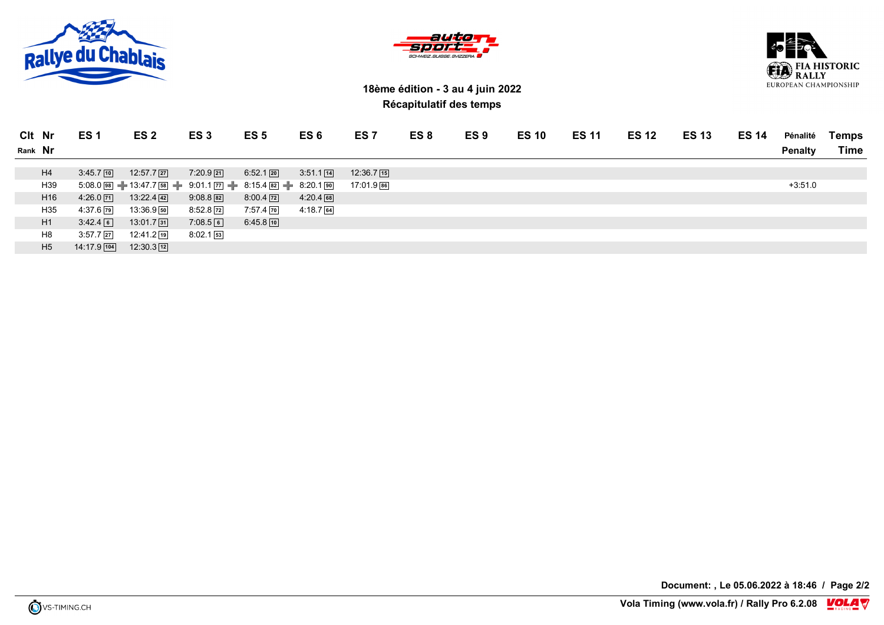18ème édition - 3 au 4 juin 2022

Récapitulatif des temps

| Clt Rank | Nr | ES 1 | ES 2 | ES 3 | ES 5 | ES 6 | ES 7 | ES 8 | ES 9 | ES 10 | ES 11 | ES 12 | ES 13 | ES 14 | Pénalité Penalty | Temps Time |
|---|---|---|---|---|---|---|---|---|---|---|---|---|---|---|---|---|
| | H4 | 3:45.7 [10] | 12:57.7 [27] | 7:20.9 [21] | 6:52.1 [20] | 3:51.1 [14] | 12:36.7 [15] | | | | | | | | | |
| | H39 | 5:08.0 [98] + | 13:47.7 [58] + | 9:01.1 [77] + | 8:15.4 [82] + | 8:20.1 [90] | 17:01.9 [86] | | | | | | | | +3:51.0 | |
| | H16 | 4:26.0 [71] | 13:22.4 [42] | 9:08.8 [82] | 8:00.4 [72] | 4:20.4 [68] | | | | | | | | | | |
| | H35 | 4:37.6 [79] | 13:36.9 [50] | 8:52.8 [72] | 7:57.4 [70] | 4:18.7 [64] | | | | | | | | | | |
| | H1 | 3:42.4 [6] | 13:01.7 [31] | 7:08.5 [6] | 6:45.8 [10] | | | | | | | | | | | |
| | H8 | 3:57.7 [27] | 12:41.2 [19] | 8:02.1 [53] | | | | | | | | | | | | |
| | H5 | 14:17.9 [104] | 12:30.3 [12] | | | | | | | | | | | | | |

Document: , Le 05.06.2022 à 18:46 / Page 2/2

Vola Timing (www.vola.fr) / Rally Pro 6.2.08